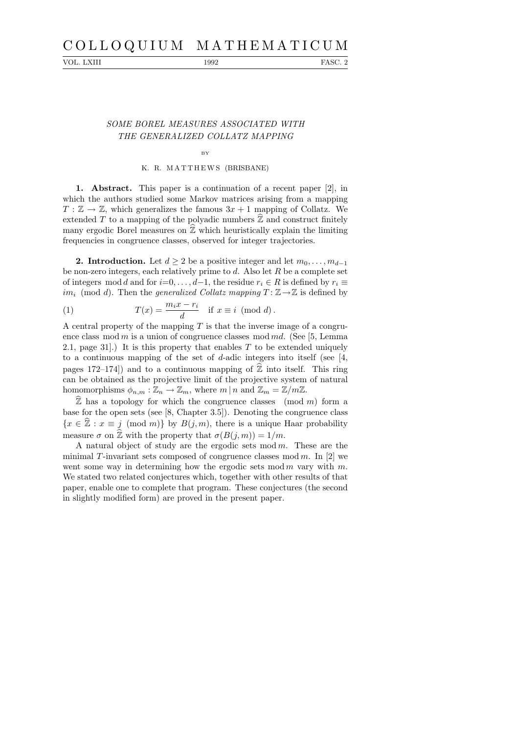# SOME BOREL MEASURES ASSOCIATED WITH THE GENERALIZED COLLATZ MAPPING

BY

K. R. MATTHEWS (BRISBANE)

**1. Abstract.** This paper is a continuation of a recent paper [2], in which the authors studied some Markov matrices arising from a mapping $T : \mathbb{Z} \to \mathbb{Z}$, which generalizes the famous $3x + 1$ mapping of Collatz. We extended $T$ to a mapping of the polyadic numbers $\widehat{\mathbb{Z}}$ and construct finitely many ergodic Borel measures on $\widehat{\mathbb{Z}}$ which heuristically explain the limiting frequencies in congruence classes, observed for integer trajectories.

**2. Introduction.** Let $d \geq 2$ be a positive integer and let $m_0, \ldots, m_{d-1}$ be non-zero integers, each relatively prime to $d$. Also let $R$ be a complete set of integers $\bmod d$ and for $i=0, \ldots, d-1$, the residue $r_i \in R$ is defined by $r_i \equiv im_i \pmod d$. Then the *generalized Collatz mapping* $T\colon \mathbb{Z} \to \mathbb{Z}$ is defined by

$$T(x) = \frac{m_i x - r_i}{d} \quad \text{if } x \equiv i \pmod d\,. \tag{1}$$

A central property of the mapping $T$ is that the inverse image of a congruence class $\bmod m$ is a union of congruence classes $\bmod md$. (See [5, Lemma 2.1, page 31].) It is this property that enables $T$ to be extended uniquely to a continuous mapping of the set of $d$-adic integers into itself (see [4, pages 172–174]) and to a continuous mapping of $\widehat{\mathbb{Z}}$ into itself. This ring can be obtained as the projective limit of the projective system of natural homomorphisms $\phi_{n,m} : \mathbb{Z}_n \to \mathbb{Z}_m$, where $m \mid n$ and $\mathbb{Z}_m = \mathbb{Z}/m\mathbb{Z}$.

$\widehat{\mathbb{Z}}$ has a topology for which the congruence classes $\pmod m$ form a base for the open sets (see [8, Chapter 3.5]). Denoting the congruence class $\{x \in \widehat{\mathbb{Z}} : x \equiv j \pmod m\}$ by $B(j, m)$, there is a unique Haar probability measure $\sigma$ on $\widehat{\mathbb{Z}}$ with the property that $\sigma(B(j, m)) = 1/m$.

A natural object of study are the ergodic sets $\bmod m$. These are the minimal $T$-invariant sets composed of congruence classes $\bmod m$. In [2] we went some way in determining how the ergodic sets $\bmod m$ vary with $m$. We stated two related conjectures which, together with other results of that paper, enable one to complete that program. These conjectures (the second in slightly modified form) are proved in the present paper.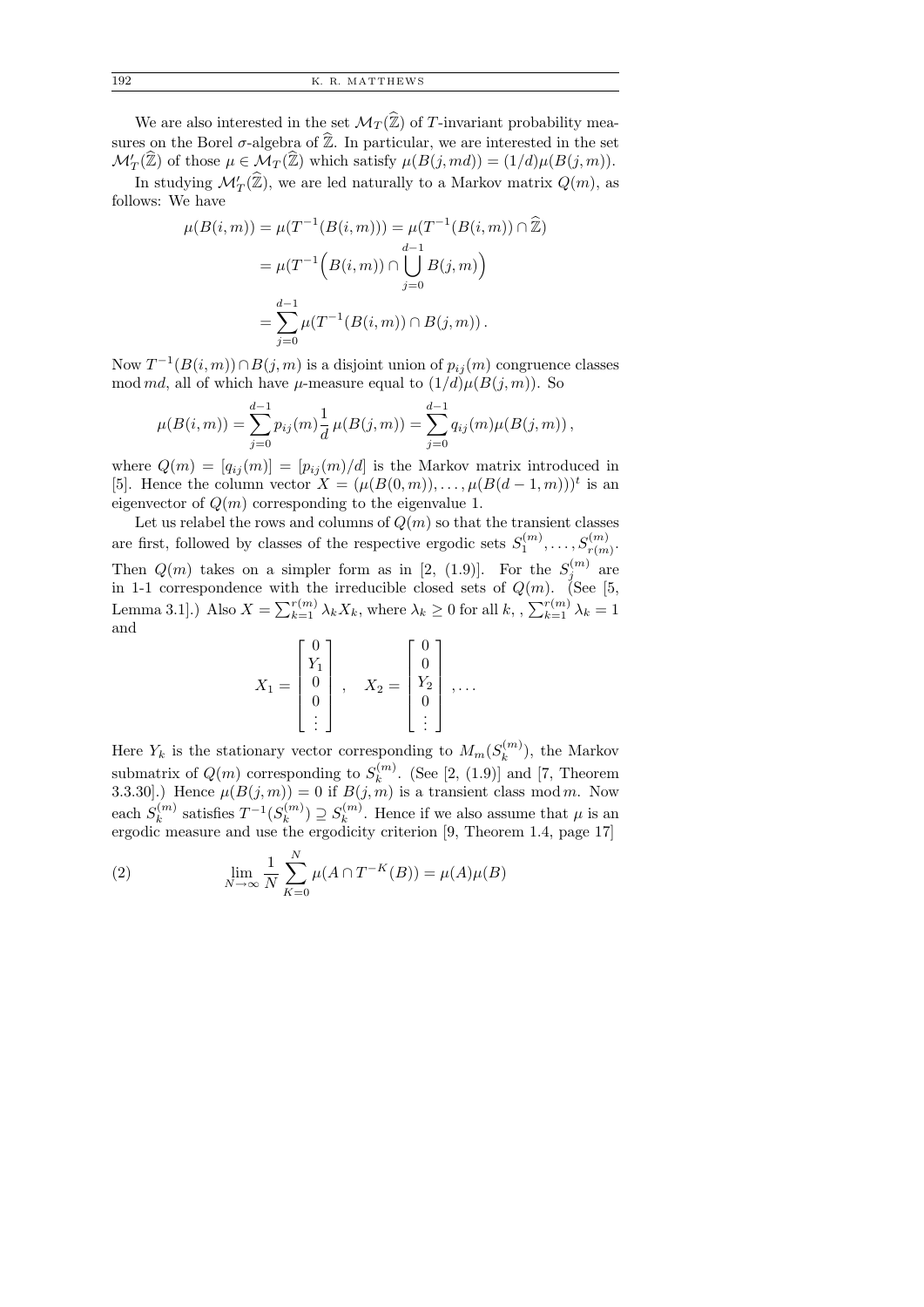We are also interested in the set $\mathcal{M}_T(\widehat{\mathbb{Z}})$ of $T$-invariant probability measures on the Borel $\sigma$-algebra of $\widehat{\mathbb{Z}}$. In particular, we are interested in the set $\mathcal{M}'_T(\widehat{\mathbb{Z}})$ of those $\mu \in \mathcal{M}_T(\widehat{\mathbb{Z}})$ which satisfy $\mu(B(j,md)) = (1/d)\mu(B(j,m))$.

In studying $\mathcal{M}'_T(\widehat{\mathbb{Z}})$, we are led naturally to a Markov matrix $Q(m)$, as follows: We have

$$
\begin{aligned}
\mu(B(i,m)) &= \mu(T^{-1}(B(i,m))) = \mu(T^{-1}(B(i,m)) \cap \widehat{\mathbb{Z}}) \\
&= \mu\Big(T^{-1}\Big(B(i,m)) \cap \bigcup_{j=0}^{d-1} B(j,m)\Big) \\
&= \sum_{j=0}^{d-1} \mu(T^{-1}(B(i,m)) \cap B(j,m)).
\end{aligned}
$$

Now $T^{-1}(B(i,m)) \cap B(j,m)$ is a disjoint union of $p_{ij}(m)$ congruence classes $\bmod\, md$, all of which have $\mu$-measure equal to $(1/d)\mu(B(j,m))$. So

$$
\mu(B(i,m)) = \sum_{j=0}^{d-1} p_{ij}(m) \frac{1}{d}\, \mu(B(j,m)) = \sum_{j=0}^{d-1} q_{ij}(m)\mu(B(j,m)),
$$

where $Q(m) = [q_{ij}(m)] = [p_{ij}(m)/d]$ is the Markov matrix introduced in [5]. Hence the column vector $X = (\mu(B(0,m)), \ldots, \mu(B(d-1,m)))^t$ is an eigenvector of $Q(m)$ corresponding to the eigenvalue 1.

Let us relabel the rows and columns of $Q(m)$ so that the transient classes are first, followed by classes of the respective ergodic sets $S_1^{(m)}, \ldots, S_{r(m)}^{(m)}$. Then $Q(m)$ takes on a simpler form as in [2, (1.9)]. For the $S_j^{(m)}$ are in 1-1 correspondence with the irreducible closed sets of $Q(m)$. (See [5, Lemma 3.1].) Also $X = \sum_{k=1}^{r(m)} \lambda_k X_k$, where $\lambda_k \geq 0$ for all $k$, , $\sum_{k=1}^{r(m)} \lambda_k = 1$ and

$$
X_1 = \begin{bmatrix} 0 \\ Y_1 \\ 0 \\ 0 \\ \vdots \end{bmatrix}, \quad X_2 = \begin{bmatrix} 0 \\ 0 \\ Y_2 \\ 0 \\ \vdots \end{bmatrix}, \ldots
$$

Here $Y_k$ is the stationary vector corresponding to $M_m(S_k^{(m)})$, the Markov submatrix of $Q(m)$ corresponding to $S_k^{(m)}$. (See [2, (1.9)] and [7, Theorem 3.3.30].) Hence $\mu(B(j,m)) = 0$ if $B(j,m)$ is a transient class $\bmod\, m$. Now each $S_k^{(m)}$ satisfies $T^{-1}(S_k^{(m)}) \supseteq S_k^{(m)}$. Hence if we also assume that $\mu$ is an ergodic measure and use the ergodicity criterion [9, Theorem 1.4, page 17]

$$
\lim_{N\to\infty} \frac{1}{N} \sum_{K=0}^{N} \mu(A \cap T^{-K}(B)) = \mu(A)\mu(B) \tag{2}
$$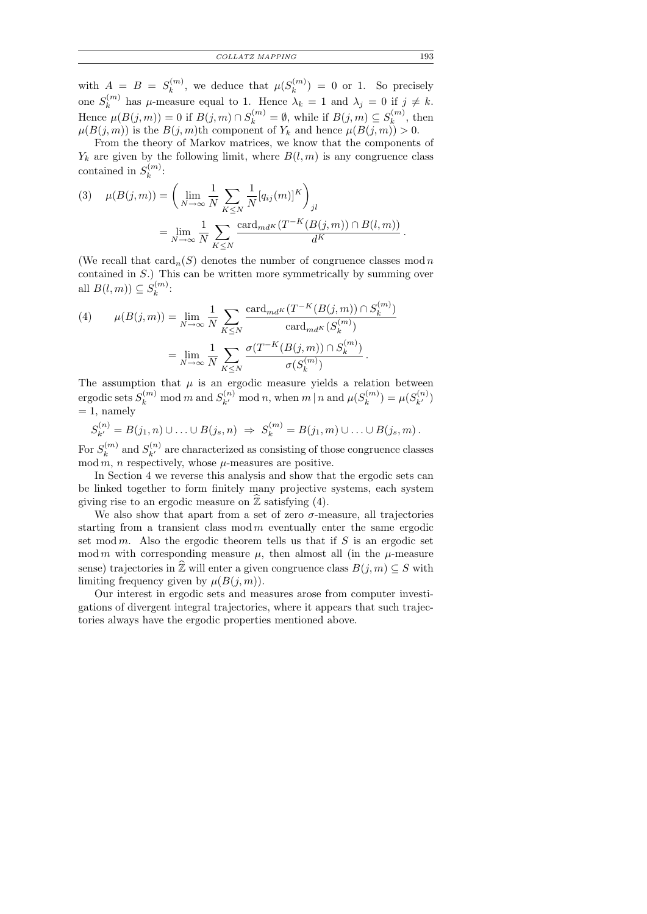with $A = B = S_k^{(m)}$, we deduce that $\mu(S_k^{(m)}) = 0$ or $1$. So precisely one $S_k^{(m)}$ has $\mu$-measure equal to 1. Hence $\lambda_k = 1$ and $\lambda_j = 0$ if $j \neq k$. Hence $\mu(B(j,m)) = 0$ if $B(j,m) \cap S_k^{(m)} = \emptyset$, while if $B(j,m) \subseteq S_k^{(m)}$, then $\mu(B(j,m))$ is the $B(j,m)$th component of $Y_k$ and hence $\mu(B(j,m)) > 0$.

From the theory of Markov matrices, we know that the components of $Y_k$ are given by the following limit, where $B(l,m)$ is any congruence class contained in $S_k^{(m)}$:

$$\text{(3)} \quad \mu(B(j,m)) = \left( \lim_{N\to\infty} \frac{1}{N} \sum_{K \le N} \frac{1}{N} [q_{ij}(m)]^K \right)_{jl} = \lim_{N\to\infty} \frac{1}{N} \sum_{K \le N} \frac{\operatorname{card}_{md^K}(T^{-K}(B(j,m)) \cap B(l,m))}{d^K}.$$

(We recall that $\operatorname{card}_n(S)$ denotes the number of congruence classes mod $n$ contained in $S$.) This can be written more symmetrically by summing over all $B(l,m)) \subseteq S_k^{(m)}$:

$$\text{(4)} \qquad \mu(B(j,m)) = \lim_{N\to\infty} \frac{1}{N} \sum_{K \le N} \frac{\operatorname{card}_{md^K}(T^{-K}(B(j,m)) \cap S_k^{(m)})}{\operatorname{card}_{md^K}(S_k^{(m)})} = \lim_{N\to\infty} \frac{1}{N} \sum_{K \le N} \frac{\sigma(T^{-K}(B(j,m)) \cap S_k^{(m)})}{\sigma(S_k^{(m)})}.$$

The assumption that $\mu$ is an ergodic measure yields a relation between ergodic sets $S_k^{(m)}$ mod $m$ and $S_{k'}^{(n)}$ mod $n$, when $m \mid n$ and $\mu(S_k^{(m)}) = \mu(S_{k'}^{(n)}) = 1$, namely

$$S_{k'}^{(n)} = B(j_1,n) \cup \ldots \cup B(j_s,n) \;\Rightarrow\; S_k^{(m)} = B(j_1,m) \cup \ldots \cup B(j_s,m).$$

For $S_k^{(m)}$ and $S_{k'}^{(n)}$ are characterized as consisting of those congruence classes mod $m$, $n$ respectively, whose $\mu$-measures are positive.

In Section 4 we reverse this analysis and show that the ergodic sets can be linked together to form finitely many projective systems, each system giving rise to an ergodic measure on $\widehat{\mathbb{Z}}$ satisfying (4).

We also show that apart from a set of zero $\sigma$-measure, all trajectories starting from a transient class mod $m$ eventually enter the same ergodic set mod $m$. Also the ergodic theorem tells us that if $S$ is an ergodic set mod $m$ with corresponding measure $\mu$, then almost all (in the $\mu$-measure sense) trajectories in $\widehat{\mathbb{Z}}$ will enter a given congruence class $B(j,m) \subseteq S$ with limiting frequency given by $\mu(B(j,m))$.

Our interest in ergodic sets and measures arose from computer investigations of divergent integral trajectories, where it appears that such trajectories always have the ergodic properties mentioned above.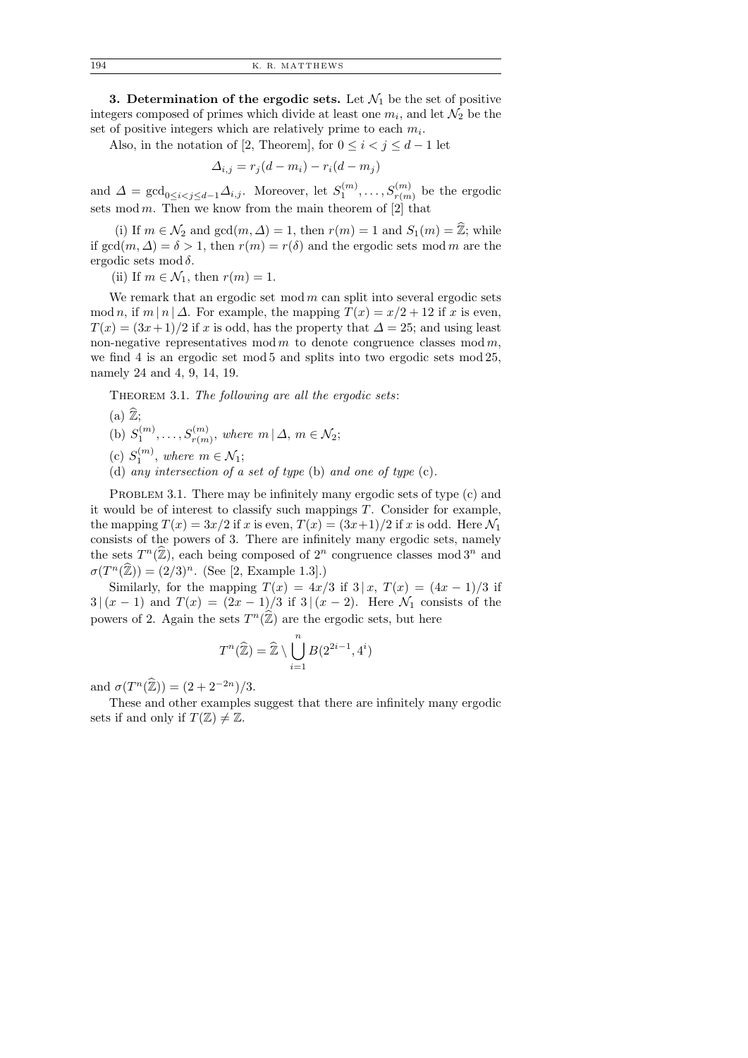**3. Determination of the ergodic sets.** Let $\mathcal{N}_1$ be the set of positive integers composed of primes which divide at least one $m_i$, and let $\mathcal{N}_2$ be the set of positive integers which are relatively prime to each $m_i$.

Also, in the notation of [2, Theorem], for $0 \le i < j \le d-1$ let

$$\Delta_{i,j} = r_j(d - m_i) - r_i(d - m_j)$$

and $\Delta = \gcd_{0 \le i < j \le d-1} \Delta_{i,j}$. Moreover, let $S_1^{(m)}, \ldots, S_{r(m)}^{(m)}$ be the ergodic sets $\bmod m$. Then we know from the main theorem of [2] that

(i) If $m \in \mathcal{N}_2$ and $\gcd(m, \Delta) = 1$, then $r(m) = 1$ and $S_1(m) = \widehat{\mathbb{Z}}$; while if $\gcd(m, \Delta) = \delta > 1$, then $r(m) = r(\delta)$ and the ergodic sets $\bmod m$ are the ergodic sets $\bmod \delta$.

(ii) If $m \in \mathcal{N}_1$, then $r(m) = 1$.

We remark that an ergodic set $\bmod m$ can split into several ergodic sets $\bmod n$, if $m \mid n \mid \Delta$. For example, the mapping $T(x) = x/2 + 12$ if $x$ is even, $T(x) = (3x+1)/2$ if $x$ is odd, has the property that $\Delta = 25$; and using least non-negative representatives $\bmod m$ to denote congruence classes $\bmod m$, we find 4 is an ergodic set $\bmod 5$ and splits into two ergodic sets $\bmod 25$, namely 24 and 4, 9, 14, 19.

Theorem 3.1. *The following are all the ergodic sets*:

(a) $\widehat{\mathbb{Z}}$;

(b) $S_1^{(m)}, \ldots, S_{r(m)}^{(m)}$, *where* $m \mid \Delta$, $m \in \mathcal{N}_2$;

(c) $S_1^{(m)}$, *where* $m \in \mathcal{N}_1$;

(d) *any intersection of a set of type* (b) *and one of type* (c).

Problem 3.1. There may be infinitely many ergodic sets of type (c) and it would be of interest to classify such mappings $T$. Consider for example, the mapping $T(x) = 3x/2$ if $x$ is even, $T(x) = (3x+1)/2$ if $x$ is odd. Here $\mathcal{N}_1$ consists of the powers of 3. There are infinitely many ergodic sets, namely the sets $T^n(\widehat{\mathbb{Z}})$, each being composed of $2^n$ congruence classes $\bmod 3^n$ and $\sigma(T^n(\widehat{\mathbb{Z}})) = (2/3)^n$. (See [2, Example 1.3].)

Similarly, for the mapping $T(x) = 4x/3$ if $3 \mid x$, $T(x) = (4x-1)/3$ if $3 \mid (x-1)$ and $T(x) = (2x-1)/3$ if $3 \mid (x-2)$. Here $\mathcal{N}_1$ consists of the powers of 2. Again the sets $T^n(\widehat{\mathbb{Z}})$ are the ergodic sets, but here

$$T^n(\widehat{\mathbb{Z}}) = \widehat{\mathbb{Z}} \setminus \bigcup_{i=1}^{n} B(2^{2i-1}, 4^i)$$

and $\sigma(T^n(\widehat{\mathbb{Z}})) = (2 + 2^{-2n})/3$.

These and other examples suggest that there are infinitely many ergodic sets if and only if $T(\mathbb{Z}) \neq \mathbb{Z}$.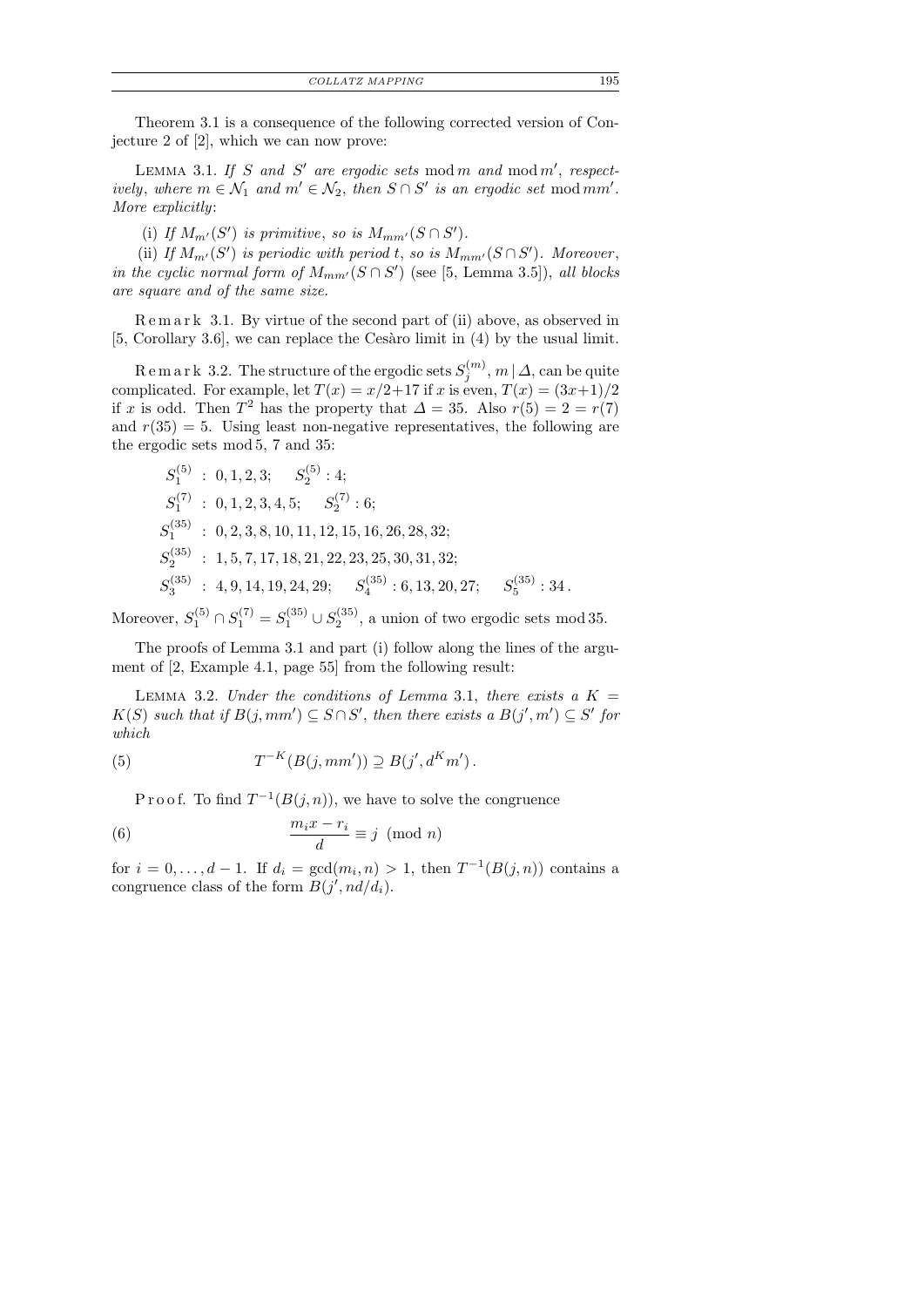Theorem 3.1 is a consequence of the following corrected version of Conjecture 2 of [2], which we can now prove:

Lemma 3.1. *If $S$ and $S'$ are ergodic sets* $\bmod\, m$ *and* $\bmod\, m'$, *respectively, where $m \in \mathcal{N}_1$ and $m' \in \mathcal{N}_2$, then $S \cap S'$ is an ergodic set* $\bmod\, mm'$. *More explicitly*:

(i) *If $M_{m'}(S')$ is primitive, so is $M_{mm'}(S \cap S')$.*

(ii) *If $M_{m'}(S')$ is periodic with period $t$, so is $M_{mm'}(S \cap S')$. Moreover, in the cyclic normal form of $M_{mm'}(S \cap S')$ (see [5, Lemma 3.5]), all blocks are square and of the same size.*

Remark 3.1. By virtue of the second part of (ii) above, as observed in [5, Corollary 3.6], we can replace the Cesàro limit in (4) by the usual limit.

Remark 3.2. The structure of the ergodic sets $S_j^{(m)}$, $m \mid \Delta$, can be quite complicated. For example, let $T(x) = x/2 + 17$ if $x$ is even, $T(x) = (3x+1)/2$ if $x$ is odd. Then $T^2$ has the property that $\Delta = 35$. Also $r(5) = 2 = r(7)$ and $r(35) = 5$. Using least non-negative representatives, the following are the ergodic sets mod 5, 7 and 35:

$$
\begin{aligned}
S_1^{(5)} &: 0, 1, 2, 3; \quad S_2^{(5)} : 4;\\
S_1^{(7)} &: 0, 1, 2, 3, 4, 5; \quad S_2^{(7)} : 6;\\
S_1^{(35)} &: 0, 2, 3, 8, 10, 11, 12, 15, 16, 26, 28, 32;\\
S_2^{(35)} &: 1, 5, 7, 17, 18, 21, 22, 23, 25, 30, 31, 32;\\
S_3^{(35)} &: 4, 9, 14, 19, 24, 29; \quad S_4^{(35)} : 6, 13, 20, 27; \quad S_5^{(35)} : 34\,.
\end{aligned}
$$

Moreover, $S_1^{(5)} \cap S_1^{(7)} = S_1^{(35)} \cup S_2^{(35)}$, a union of two ergodic sets mod 35.

The proofs of Lemma 3.1 and part (i) follow along the lines of the argument of [2, Example 4.1, page 55] from the following result:

Lemma 3.2. *Under the conditions of Lemma* 3.1, *there exists a $K = K(S)$ such that if $B(j, mm') \subseteq S \cap S'$, then there exists a $B(j', m') \subseteq S'$ for which*

$$
T^{-K}(B(j, mm')) \supseteq B(j', d^K m')\,. \tag{5}
$$

Proof. To find $T^{-1}(B(j,n))$, we have to solve the congruence

$$
\frac{m_i x - r_i}{d} \equiv j \pmod{n} \tag{6}
$$

for $i = 0, \ldots, d-1$. If $d_i = \gcd(m_i, n) > 1$, then $T^{-1}(B(j,n))$ contains a congruence class of the form $B(j', nd/d_i)$.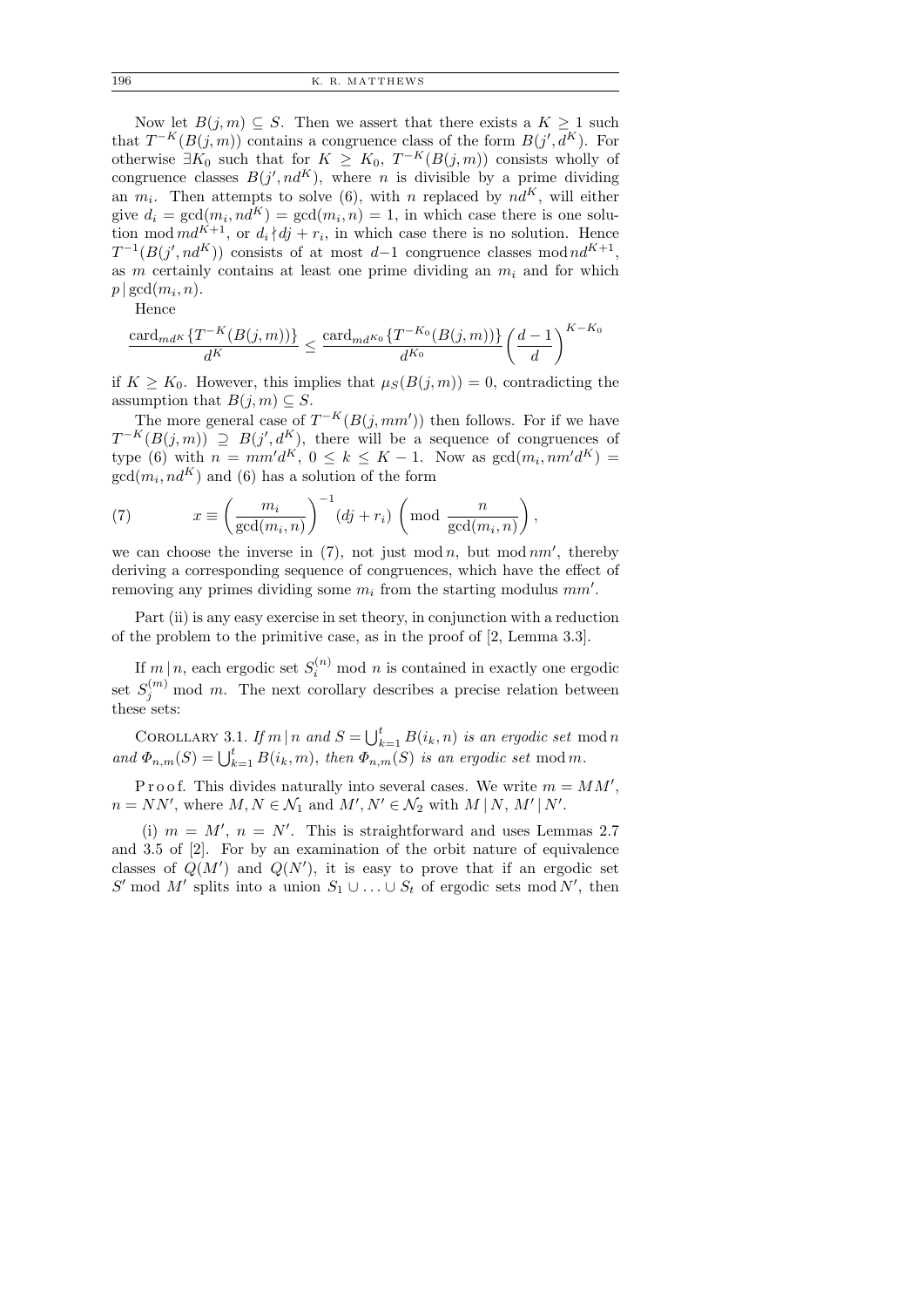Now let $B(j,m) \subseteq S$. Then we assert that there exists a $K \geq 1$ such that $T^{-K}(B(j,m))$ contains a congruence class of the form $B(j', d^K)$. For otherwise $\exists K_0$ such that for $K \geq K_0$, $T^{-K}(B(j,m))$ consists wholly of congruence classes $B(j', nd^K)$, where $n$ is divisible by a prime dividing an $m_i$. Then attempts to solve (6), with $n$ replaced by $nd^K$, will either give $d_i = \gcd(m_i, nd^K) = \gcd(m_i, n) = 1$, in which case there is one solution $\bmod\, md^{K+1}$, or $d_i \nmid dj + r_i$, in which case there is no solution. Hence $T^{-1}(B(j', nd^K))$ consists of at most $d-1$ congruence classes $\bmod\, nd^{K+1}$, as $m$ certainly contains at least one prime dividing an $m_i$ and for which $p \mid \gcd(m_i, n)$.

Hence

$$\frac{\mathrm{card}_{md^K}\{T^{-K}(B(j,m))\}}{d^K} \leq \frac{\mathrm{card}_{md^{K_0}}\{T^{-K_0}(B(j,m))\}}{d^{K_0}} \left(\frac{d-1}{d}\right)^{K-K_0}$$

if $K \geq K_0$. However, this implies that $\mu_S(B(j,m)) = 0$, contradicting the assumption that $B(j,m) \subseteq S$.

The more general case of $T^{-K}(B(j, mm'))$ then follows. For if we have $T^{-K}(B(j,m)) \supseteq B(j', d^K)$, there will be a sequence of congruences of type (6) with $n = mm'd^K$, $0 \leq k \leq K-1$. Now as $\gcd(m_i, nm'd^K) = \gcd(m_i, nd^K)$ and (6) has a solution of the form

$$x \equiv \left(\frac{m_i}{\gcd(m_i, n)}\right)^{-1} (dj + r_i) \left(\bmod\ \frac{n}{\gcd(m_i, n)}\right), \tag{7}$$

we can choose the inverse in (7), not just $\bmod\, n$, but $\bmod\, nm'$, thereby deriving a corresponding sequence of congruences, which have the effect of removing any primes dividing some $m_i$ from the starting modulus $mm'$.

Part (ii) is any easy exercise in set theory, in conjunction with a reduction of the problem to the primitive case, as in the proof of [2, Lemma 3.3].

If $m \mid n$, each ergodic set $S_i^{(n)} \bmod n$ is contained in exactly one ergodic set $S_j^{(m)} \bmod m$. The next corollary describes a precise relation between these sets:

Corollary 3.1. *If $m \mid n$ and $S = \bigcup_{k=1}^{t} B(i_k, n)$ is an ergodic set $\bmod\, n$ and $\Phi_{n,m}(S) = \bigcup_{k=1}^{t} B(i_k, m)$, then $\Phi_{n,m}(S)$ is an ergodic set $\bmod\, m$.*

Proof. This divides naturally into several cases. We write $m = MM'$, $n = NN'$, where $M, N \in \mathcal{N}_1$ and $M', N' \in \mathcal{N}_2$ with $M \mid N$, $M' \mid N'$.

(i) $m = M'$, $n = N'$. This is straightforward and uses Lemmas 2.7 and 3.5 of [2]. For by an examination of the orbit nature of equivalence classes of $Q(M')$ and $Q(N')$, it is easy to prove that if an ergodic set $S' \bmod M'$ splits into a union $S_1 \cup \ldots \cup S_t$ of ergodic sets $\bmod\, N'$, then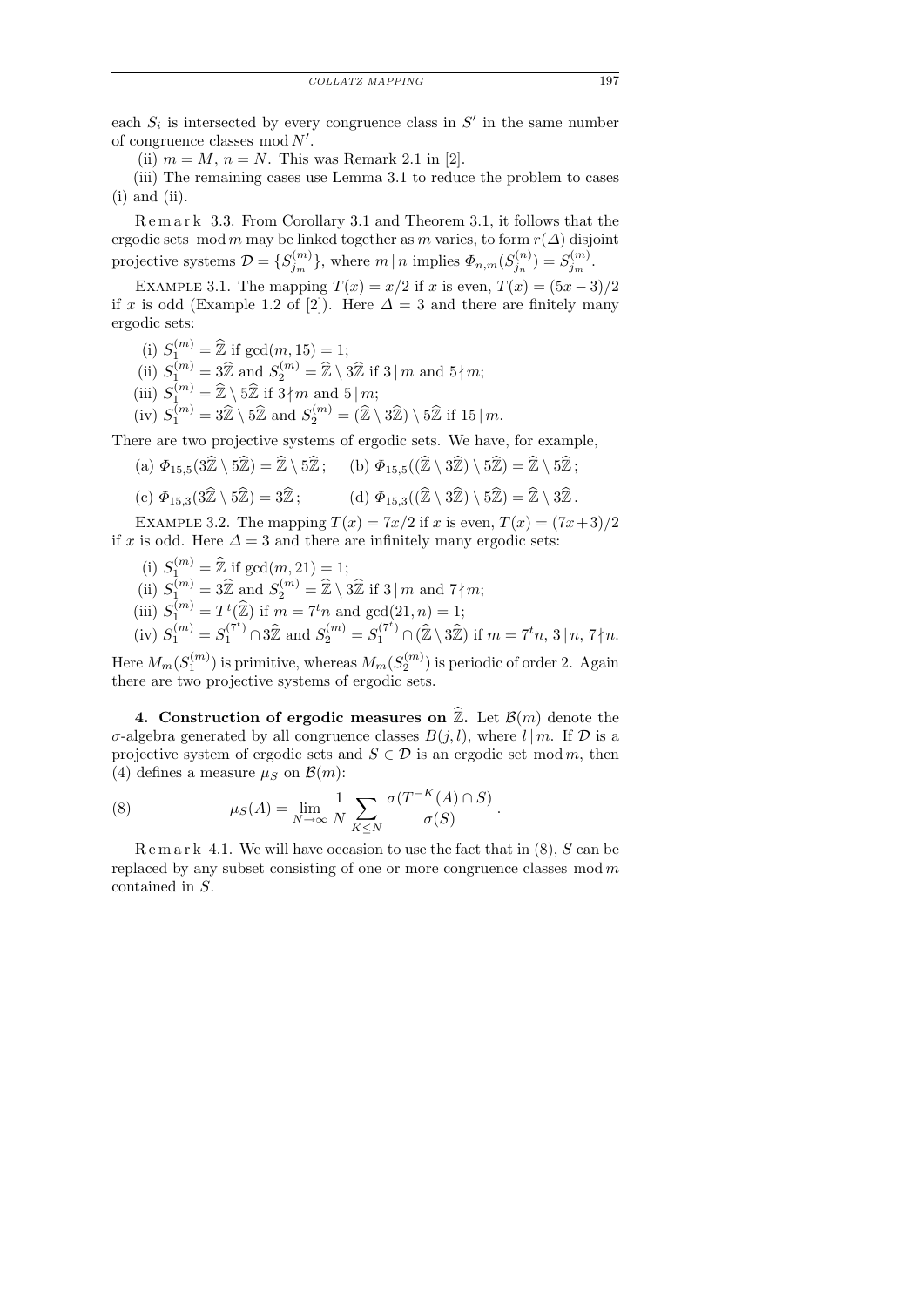each $S_i$ is intersected by every congruence class in $S'$ in the same number of congruence classes mod $N'$.

(ii) $m = M$, $n = N$. This was Remark 2.1 in [2].

(iii) The remaining cases use Lemma 3.1 to reduce the problem to cases (i) and (ii).

Remark 3.3. From Corollary 3.1 and Theorem 3.1, it follows that the ergodic sets mod $m$ may be linked together as $m$ varies, to form $r(\Delta)$ disjoint projective systems $\mathcal{D} = \{S_{j_m}^{(m)}\}$, where $m \mid n$ implies $\Phi_{n,m}(S_{j_n}^{(n)}) = S_{j_m}^{(m)}$.

Example 3.1. The mapping $T(x) = x/2$ if $x$ is even, $T(x) = (5x-3)/2$ if $x$ is odd (Example 1.2 of [2]). Here $\Delta = 3$ and there are finitely many ergodic sets:

(i) $S_1^{(m)} = \widehat{\mathbb{Z}}$ if $\gcd(m, 15) = 1$;

(ii) $S_1^{(m)} = 3\widehat{\mathbb{Z}}$ and $S_2^{(m)} = \widehat{\mathbb{Z}} \setminus 3\widehat{\mathbb{Z}}$ if $3 \mid m$ and $5 \nmid m$;

(iii) $S_1^{(m)} = \widehat{\mathbb{Z}} \setminus 5\widehat{\mathbb{Z}}$ if $3 \nmid m$ and $5 \mid m$;

(iv) $S_1^{(m)} = 3\widehat{\mathbb{Z}} \setminus 5\widehat{\mathbb{Z}}$ and $S_2^{(m)} = (\widehat{\mathbb{Z}} \setminus 3\widehat{\mathbb{Z}}) \setminus 5\widehat{\mathbb{Z}}$ if $15 \mid m$.

There are two projective systems of ergodic sets. We have, for example,

(a) $\Phi_{15,5}(3\widehat{\mathbb{Z}} \setminus 5\widehat{\mathbb{Z}}) = \widehat{\mathbb{Z}} \setminus 5\widehat{\mathbb{Z}}$; (b) $\Phi_{15,5}((\widehat{\mathbb{Z}} \setminus 3\widehat{\mathbb{Z}}) \setminus 5\widehat{\mathbb{Z}}) = \widehat{\mathbb{Z}} \setminus 5\widehat{\mathbb{Z}}$;

(c) $\Phi_{15,3}(3\widehat{\mathbb{Z}} \setminus 5\widehat{\mathbb{Z}}) = 3\widehat{\mathbb{Z}}$; (d) $\Phi_{15,3}((\widehat{\mathbb{Z}} \setminus 3\widehat{\mathbb{Z}}) \setminus 5\widehat{\mathbb{Z}}) = \widehat{\mathbb{Z}} \setminus 3\widehat{\mathbb{Z}}$.

Example 3.2. The mapping $T(x) = 7x/2$ if $x$ is even, $T(x) = (7x+3)/2$ if $x$ is odd. Here $\Delta = 3$ and there are infinitely many ergodic sets:

(i) $S_1^{(m)} = \widehat{\mathbb{Z}}$ if $\gcd(m, 21) = 1$;

(ii) $S_1^{(m)} = 3\widehat{\mathbb{Z}}$ and $S_2^{(m)} = \widehat{\mathbb{Z}} \setminus 3\widehat{\mathbb{Z}}$ if $3 \mid m$ and $7 \nmid m$;

(iii) $S_1^{(m)} = T^t(\widehat{\mathbb{Z}})$ if $m = 7^t n$ and $\gcd(21, n) = 1$;

(iv) $S_1^{(m)} = S_1^{(7^t)} \cap 3\widehat{\mathbb{Z}}$ and $S_2^{(m)} = S_1^{(7^t)} \cap (\widehat{\mathbb{Z}} \setminus 3\widehat{\mathbb{Z}})$ if $m = 7^t n$, $3 \mid n$, $7 \nmid n$.

Here $M_m(S_1^{(m)})$ is primitive, whereas $M_m(S_2^{(m)})$ is periodic of order 2. Again there are two projective systems of ergodic sets.

## 4. Construction of ergodic measures on $\widehat{\mathbb{Z}}$.

Let $\mathcal{B}(m)$ denote the $\sigma$-algebra generated by all congruence classes $B(j, l)$, where $l \mid m$. If $\mathcal{D}$ is a projective system of ergodic sets and $S \in \mathcal{D}$ is an ergodic set mod $m$, then (4) defines a measure $\mu_S$ on $\mathcal{B}(m)$:

$$\mu_S(A) = \lim_{N \to \infty} \frac{1}{N} \sum_{K \le N} \frac{\sigma(T^{-K}(A) \cap S)}{\sigma(S)}. \tag{8}$$

Remark 4.1. We will have occasion to use the fact that in (8), $S$ can be replaced by any subset consisting of one or more congruence classes mod $m$ contained in $S$.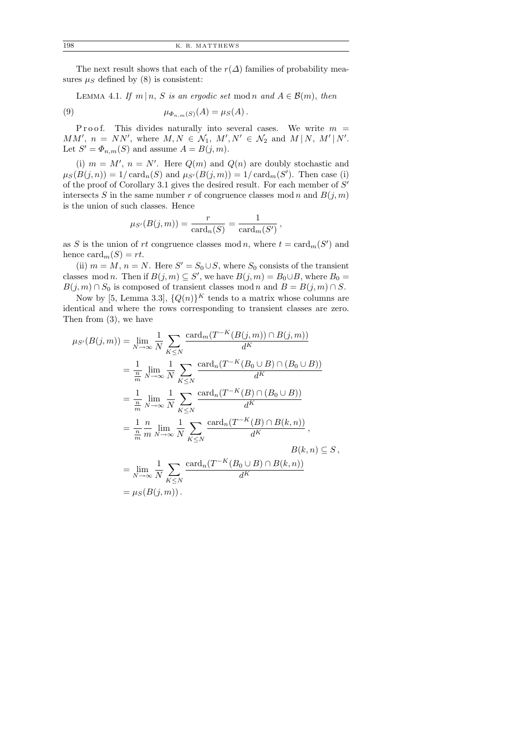The next result shows that each of the $r(\Delta)$ families of probability measures $\mu_S$ defined by (8) is consistent:

LEMMA 4.1. *If $m \mid n$, $S$ is an ergodic set* mod $n$ *and $A \in \mathcal{B}(m)$, then*

$$\mu_{\Phi_{n,m}(S)}(A) = \mu_S(A)\,. \tag{9}$$

Proof. This divides naturally into several cases. We write $m = MM'$, $n = NN'$, where $M, N \in \mathcal{N}_1$, $M', N' \in \mathcal{N}_2$ and $M \mid N$, $M' \mid N'$. Let $S' = \Phi_{n,m}(S)$ and assume $A = B(j,m)$.

(i) $m = M'$, $n = N'$. Here $Q(m)$ and $Q(n)$ are doubly stochastic and $\mu_S(B(j,n)) = 1/\operatorname{card}_n(S)$ and $\mu_{S'}(B(j,m)) = 1/\operatorname{card}_m(S')$. Then case (i) of the proof of Corollary 3.1 gives the desired result. For each member of $S'$ intersects $S$ in the same number $r$ of congruence classes mod $n$ and $B(j,m)$ is the union of such classes. Hence

$$\mu_{S'}(B(j,m)) = \frac{r}{\operatorname{card}_n(S)} = \frac{1}{\operatorname{card}_m(S')}\,,$$

as $S$ is the union of $rt$ congruence classes mod $n$, where $t = \operatorname{card}_m(S')$ and hence $\operatorname{card}_m(S) = rt$.

(ii) $m = M$, $n = N$. Here $S' = S_0 \cup S$, where $S_0$ consists of the transient classes mod $n$. Then if $B(j,m) \subseteq S'$, we have $B(j,m) = B_0 \cup B$, where $B_0 = B(j,m) \cap S_0$ is composed of transient classes mod $n$ and $B = B(j,m) \cap S$.

Now by [5, Lemma 3.3], $\{Q(n)\}^K$ tends to a matrix whose columns are identical and where the rows corresponding to transient classes are zero. Then from (3), we have

$$\begin{aligned}
\mu_{S'}(B(j,m)) &= \lim_{N\to\infty} \frac{1}{N} \sum_{K\le N} \frac{\operatorname{card}_m(T^{-K}(B(j,m)) \cap B(j,m))}{d^K} \\
&= \frac{1}{\frac{n}{m}} \lim_{N\to\infty} \frac{1}{N} \sum_{K\le N} \frac{\operatorname{card}_n(T^{-K}(B_0 \cup B) \cap (B_0 \cup B))}{d^K} \\
&= \frac{1}{\frac{n}{m}} \lim_{N\to\infty} \frac{1}{N} \sum_{K\le N} \frac{\operatorname{card}_n(T^{-K}(B) \cap (B_0 \cup B))}{d^K} \\
&= \frac{1}{\frac{n}{m}} \frac{n}{m} \lim_{N\to\infty} \frac{1}{N} \sum_{K\le N} \frac{\operatorname{card}_n(T^{-K}(B) \cap B(k,n))}{d^K}\,, \\
&\qquad\qquad\qquad\qquad\qquad\qquad\qquad\qquad B(k,n) \subseteq S\,, \\
&= \lim_{N\to\infty} \frac{1}{N} \sum_{K\le N} \frac{\operatorname{card}_n(T^{-K}(B_0 \cup B) \cap B(k,n))}{d^K} \\
&= \mu_S(B(j,m))\,.
\end{aligned}$$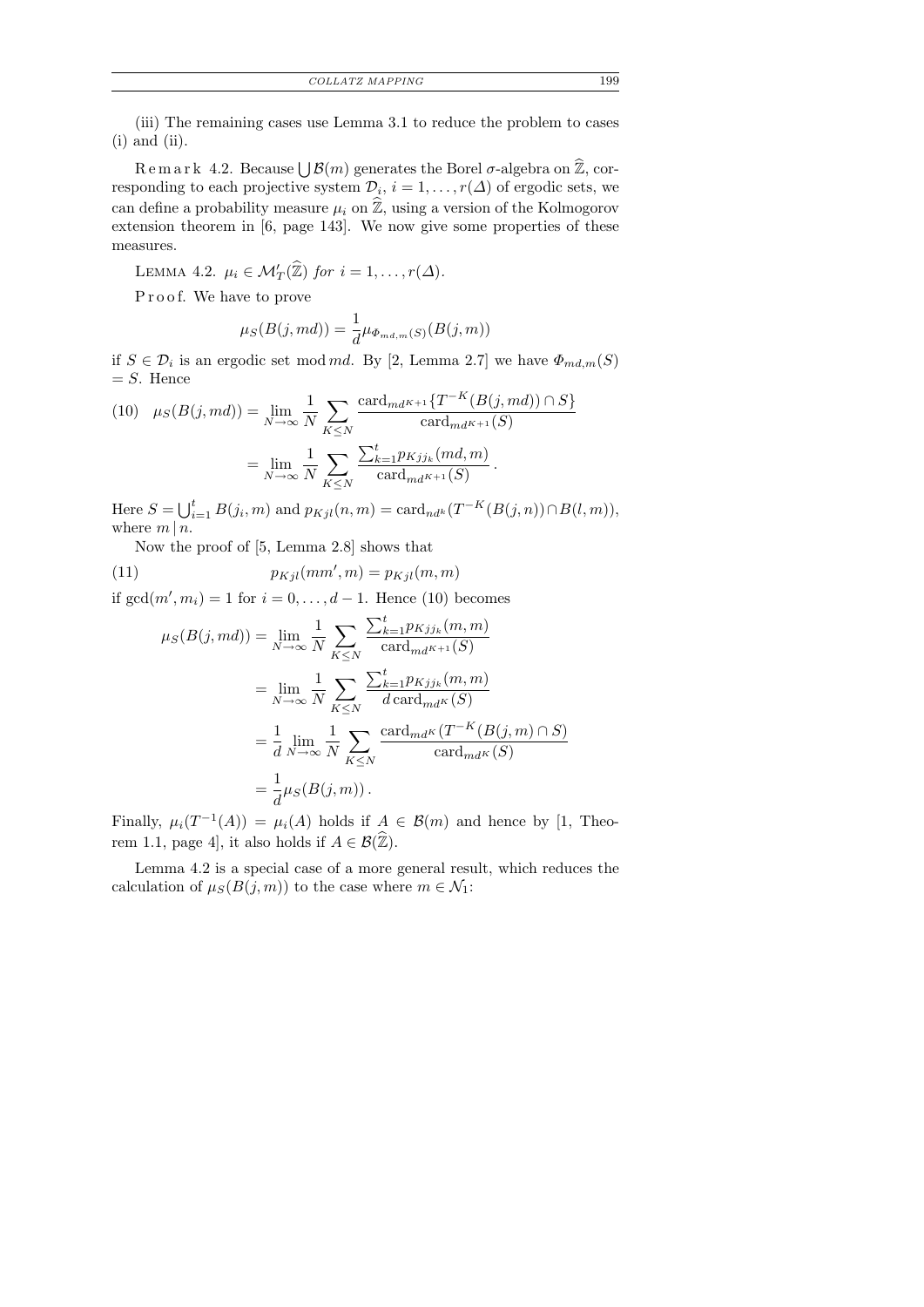(iii) The remaining cases use Lemma 3.1 to reduce the problem to cases (i) and (ii).

Remark 4.2. Because $\bigcup \mathcal{B}(m)$ generates the Borel $\sigma$-algebra on $\widehat{\mathbb{Z}}$, corresponding to each projective system $\mathcal{D}_i$, $i = 1, \ldots, r(\Delta)$ of ergodic sets, we can define a probability measure $\mu_i$ on $\widehat{\mathbb{Z}}$, using a version of the Kolmogorov extension theorem in [6, page 143]. We now give some properties of these measures.

LEMMA 4.2. *$\mu_i \in \mathcal{M}'_T(\widehat{\mathbb{Z}})$ for $i = 1, \ldots, r(\Delta)$.*

Proof. We have to prove

$$\mu_S(B(j, md)) = \frac{1}{d}\mu_{\Phi_{md,m}(S)}(B(j, m))$$

if $S \in \mathcal{D}_i$ is an ergodic set mod $md$. By [2, Lemma 2.7] we have $\Phi_{md,m}(S) = S$. Hence

$$\mu_S(B(j, md)) = \lim_{N\to\infty} \frac{1}{N} \sum_{K\le N} \frac{\mathrm{card}_{md^{K+1}}\{T^{-K}(B(j, md)) \cap S\}}{\mathrm{card}_{md^{K+1}}(S)} = \lim_{N\to\infty} \frac{1}{N} \sum_{K\le N} \frac{\sum_{k=1}^{t} p_{Kjj_k}(md, m)}{\mathrm{card}_{md^{K+1}}(S)}. \tag{10}$$

Here $S = \bigcup_{i=1}^{t} B(j_i, m)$ and $p_{Kjl}(n, m) = \mathrm{card}_{nd^k}(T^{-K}(B(j, n)) \cap B(l, m))$, where $m \mid n$.

Now the proof of [5, Lemma 2.8] shows that

$$p_{Kjl}(mm', m) = p_{Kjl}(m, m) \tag{11}$$

if $\gcd(m', m_i) = 1$ for $i = 0, \ldots, d-1$. Hence (10) becomes

$$\begin{aligned}
\mu_S(B(j, md)) &= \lim_{N\to\infty} \frac{1}{N} \sum_{K\le N} \frac{\sum_{k=1}^{t} p_{Kjj_k}(m, m)}{\mathrm{card}_{md^{K+1}}(S)} \\
&= \lim_{N\to\infty} \frac{1}{N} \sum_{K\le N} \frac{\sum_{k=1}^{t} p_{Kjj_k}(m, m)}{d\,\mathrm{card}_{md^{K}}(S)} \\
&= \frac{1}{d} \lim_{N\to\infty} \frac{1}{N} \sum_{K\le N} \frac{\mathrm{card}_{md^K}(T^{-K}(B(j, m) \cap S)}{\mathrm{card}_{md^K}(S)} \\
&= \frac{1}{d}\mu_S(B(j, m)).
\end{aligned}$$

Finally, $\mu_i(T^{-1}(A)) = \mu_i(A)$ holds if $A \in \mathcal{B}(m)$ and hence by [1, Theorem 1.1, page 4], it also holds if $A \in \mathcal{B}(\widehat{\mathbb{Z}})$.

Lemma 4.2 is a special case of a more general result, which reduces the calculation of $\mu_S(B(j, m))$ to the case where $m \in \mathcal{N}_1$: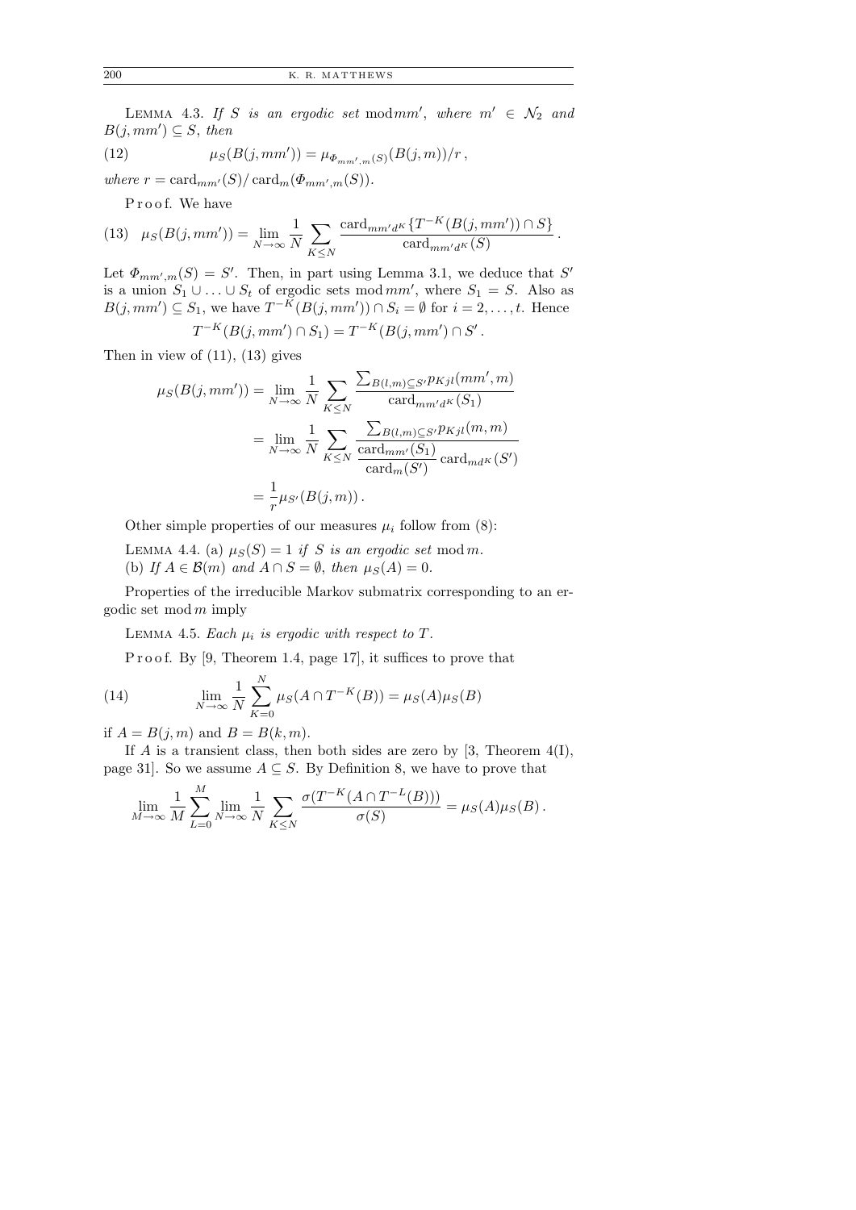LEMMA 4.3. *If $S$ is an ergodic set* mod $mm'$, *where* $m' \in \mathcal{N}_2$ *and* $B(j, mm') \subseteq S$, *then*

$$\mu_S(B(j, mm')) = \mu_{\Phi_{mm',m}(S)}(B(j, m))/r\,, \tag{12}$$

*where* $r = \mathrm{card}_{mm'}(S)/\,\mathrm{card}_m(\Phi_{mm',m}(S))$.

Proof. We have

$$\mu_S(B(j, mm')) = \lim_{N\to\infty} \frac{1}{N} \sum_{K\le N} \frac{\mathrm{card}_{mm'd^K}\{T^{-K}(B(j, mm')) \cap S\}}{\mathrm{card}_{mm'd^K}(S)}\,. \tag{13}$$

Let $\Phi_{mm',m}(S) = S'$. Then, in part using Lemma 3.1, we deduce that $S'$ is a union $S_1 \cup \ldots \cup S_t$ of ergodic sets mod $mm'$, where $S_1 = S$. Also as $B(j, mm') \subseteq S_1$, we have $T^{-K}(B(j, mm')) \cap S_i = \emptyset$ for $i = 2, \ldots, t$. Hence

$$T^{-K}(B(j, mm') \cap S_1) = T^{-K}(B(j, mm') \cap S'\,.$$

Then in view of (11), (13) gives

$$\begin{aligned}
\mu_S(B(j, mm')) &= \lim_{N\to\infty} \frac{1}{N} \sum_{K\le N} \frac{\sum_{B(l,m)\subseteq S'} p_{Kjl}(mm', m)}{\mathrm{card}_{mm'd^K}(S_1)} \\
&= \lim_{N\to\infty} \frac{1}{N} \sum_{K\le N} \frac{\sum_{B(l,m)\subseteq S'} p_{Kjl}(m, m)}{\dfrac{\mathrm{card}_{mm'}(S_1)}{\mathrm{card}_m(S')}\,\mathrm{card}_{md^K}(S')} \\
&= \frac{1}{r}\mu_{S'}(B(j, m))\,.
\end{aligned}$$

Other simple properties of our measures $\mu_i$ follow from (8):

LEMMA 4.4. (a) $\mu_S(S) = 1$ *if $S$ is an ergodic set* mod $m$.
(b) *If $A \in \mathcal{B}(m)$ and $A \cap S = \emptyset$, then $\mu_S(A) = 0$.*

Properties of the irreducible Markov submatrix corresponding to an ergodic set mod $m$ imply

LEMMA 4.5. *Each $\mu_i$ is ergodic with respect to $T$.*

Proof. By [9, Theorem 1.4, page 17], it suffices to prove that

$$\lim_{N\to\infty} \frac{1}{N} \sum_{K=0}^{N} \mu_S(A \cap T^{-K}(B)) = \mu_S(A)\mu_S(B) \tag{14}$$

if $A = B(j, m)$ and $B = B(k, m)$.

If $A$ is a transient class, then both sides are zero by [3, Theorem 4(I), page 31]. So we assume $A \subseteq S$. By Definition 8, we have to prove that

$$\lim_{M\to\infty} \frac{1}{M} \sum_{L=0}^{M} \lim_{N\to\infty} \frac{1}{N} \sum_{K\le N} \frac{\sigma(T^{-K}(A \cap T^{-L}(B)))}{\sigma(S)} = \mu_S(A)\mu_S(B)\,.$$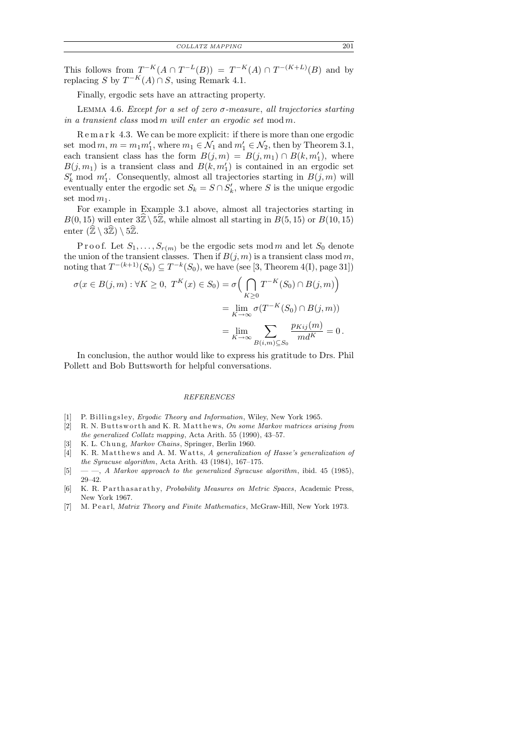This follows from $T^{-K}(A \cap T^{-L}(B)) = T^{-K}(A) \cap T^{-(K+L)}(B)$ and by replacing $S$ by $T^{-K}(A) \cap S$, using Remark 4.1.

Finally, ergodic sets have an attracting property.

LEMMA 4.6. *Except for a set of zero $\sigma$-measure, all trajectories starting in a transient class* $\bmod m$ *will enter an ergodic set* $\bmod m$.

Remark 4.3. We can be more explicit: if there is more than one ergodic set $\bmod m$, $m = m_1 m_1'$, where $m_1 \in \mathcal{N}_1$ and $m_1' \in \mathcal{N}_2$, then by Theorem 3.1, each transient class has the form $B(j, m) = B(j, m_1) \cap B(k, m_1')$, where $B(j, m_1)$ is a transient class and $B(k, m_1')$ is contained in an ergodic set $S_k' \bmod m_1'$. Consequently, almost all trajectories starting in $B(j, m)$ will eventually enter the ergodic set $S_k = S \cap S_k'$, where $S$ is the unique ergodic set $\bmod m_1$.

For example in Example 3.1 above, almost all trajectories starting in $B(0, 15)$ will enter $3\widehat{\mathbb{Z}} \setminus 5\widehat{\mathbb{Z}}$, while almost all starting in $B(5, 15)$ or $B(10, 15)$ enter $(\widehat{\mathbb{Z}} \setminus 3\widehat{\mathbb{Z}}) \setminus 5\widehat{\mathbb{Z}}$.

Proof. Let $S_1, \ldots, S_{r(m)}$ be the ergodic sets $\bmod m$ and let $S_0$ denote the union of the transient classes. Then if $B(j, m)$ is a transient class $\bmod m$, noting that $T^{-(k+1)}(S_0) \subseteq T^{-k}(S_0)$, we have (see [3, Theorem 4(I), page 31])

$$
\begin{aligned}
\sigma(x \in B(j, m) : \forall K \geq 0,\ T^K(x) \in S_0) &= \sigma\Big( \bigcap_{K \geq 0} T^{-K}(S_0) \cap B(j, m) \Big) \\
&= \lim_{K \to \infty} \sigma(T^{-K}(S_0) \cap B(j, m)) \\
&= \lim_{K \to \infty} \sum_{B(i, m) \subseteq S_0} \frac{p_{Kij}(m)}{m d^K} = 0 \,.
\end{aligned}
$$

In conclusion, the author would like to express his gratitude to Drs. Phil Pollett and Bob Buttsworth for helpful conversations.

## REFERENCES

[1] P. Billingsley, *Ergodic Theory and Information*, Wiley, New York 1965.

[2] R. N. Buttsworth and K. R. Matthews, *On some Markov matrices arising from the generalized Collatz mapping*, Acta Arith. 55 (1990), 43–57.

[3] K. L. Chung, *Markov Chains*, Springer, Berlin 1960.

[4] K. R. Matthews and A. M. Watts, *A generalization of Hasse's generalization of the Syracuse algorithm*, Acta Arith. 43 (1984), 167–175.

[5] — —, *A Markov approach to the generalized Syracuse algorithm*, ibid. 45 (1985), 29–42.

[6] K. R. Parthasarathy, *Probability Measures on Metric Spaces*, Academic Press, New York 1967.

[7] M. Pearl, *Matrix Theory and Finite Mathematics*, McGraw-Hill, New York 1973.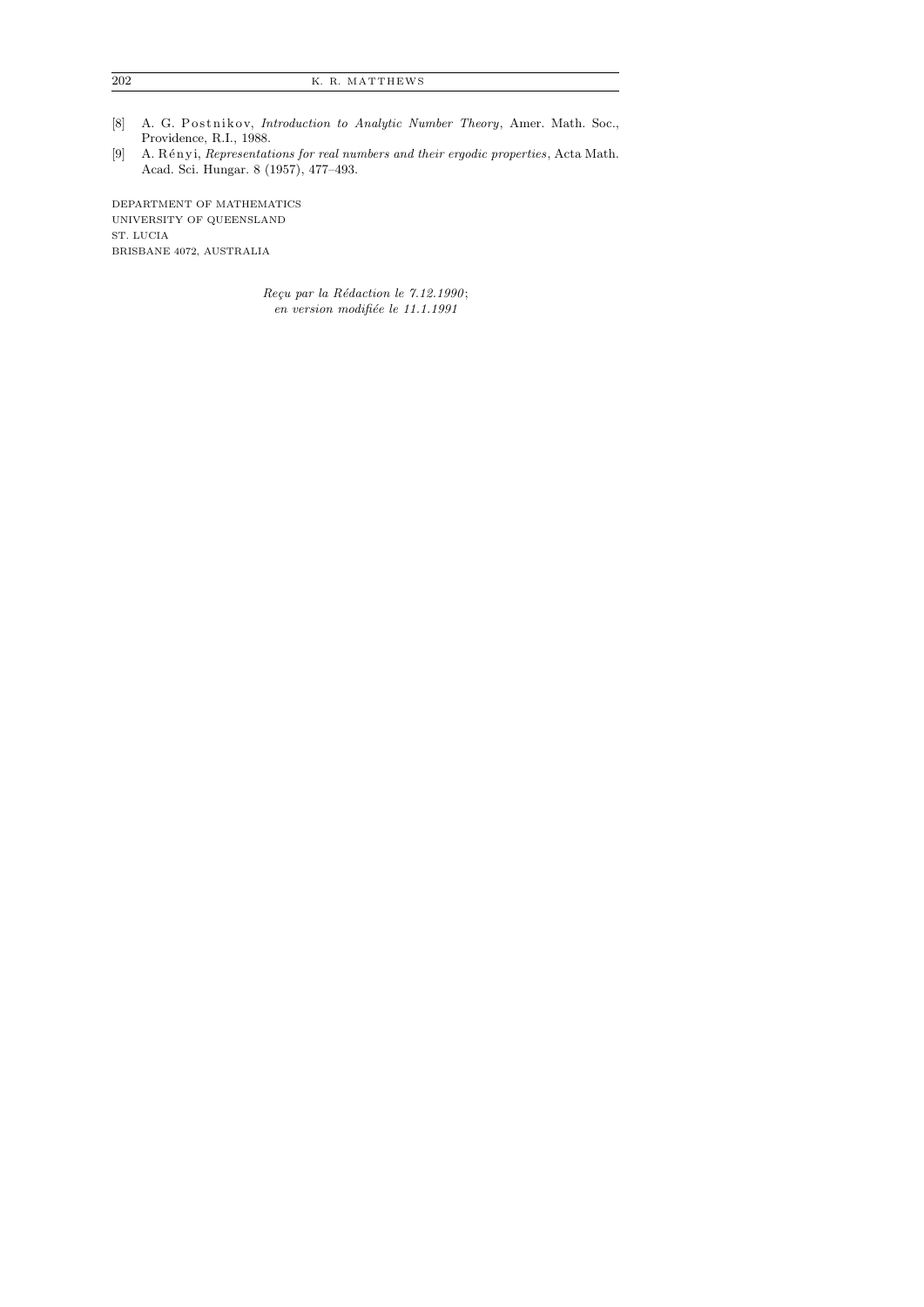[8] A. G. Postnikov, *Introduction to Analytic Number Theory*, Amer. Math. Soc., Providence, R.I., 1988.

[9] A. Rényi, *Representations for real numbers and their ergodic properties*, Acta Math. Acad. Sci. Hungar. 8 (1957), 477–493.

DEPARTMENT OF MATHEMATICS
UNIVERSITY OF QUEENSLAND
ST. LUCIA
BRISBANE 4072, AUSTRALIA

*Reçu par la Rédaction le 7.12.1990;*
*en version modifiée le 11.1.1991*